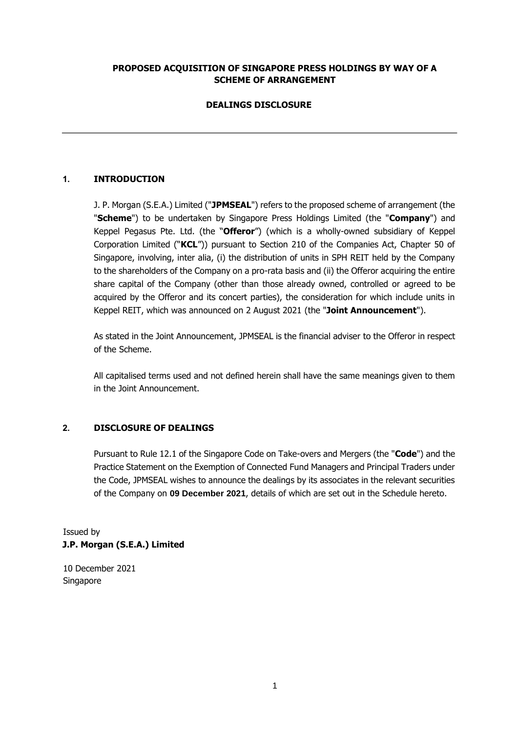**PROPOSED ACQUISITION OF SINGAPORE PRESS HOLDINGS BY WAY OF A SCHEME OF ARRANGEMENT**

**DEALINGS DISCLOSURE**

---

## 1. INTRODUCTION

J. P. Morgan (S.E.A.) Limited ("**JPMSEAL**") refers to the proposed scheme of arrangement (the "**Scheme**") to be undertaken by Singapore Press Holdings Limited (the "**Company**") and Keppel Pegasus Pte. Ltd. (the "**Offeror**") (which is a wholly-owned subsidiary of Keppel Corporation Limited ("**KCL**")) pursuant to Section 210 of the Companies Act, Chapter 50 of Singapore, involving, inter alia, (i) the distribution of units in SPH REIT held by the Company to the shareholders of the Company on a pro-rata basis and (ii) the Offeror acquiring the entire share capital of the Company (other than those already owned, controlled or agreed to be acquired by the Offeror and its concert parties), the consideration for which include units in Keppel REIT, which was announced on 2 August 2021 (the "**Joint Announcement**").

As stated in the Joint Announcement, JPMSEAL is the financial adviser to the Offeror in respect of the Scheme.

All capitalised terms used and not defined herein shall have the same meanings given to them in the Joint Announcement.

## 2. DISCLOSURE OF DEALINGS

Pursuant to Rule 12.1 of the Singapore Code on Take-overs and Mergers (the "**Code**") and the Practice Statement on the Exemption of Connected Fund Managers and Principal Traders under the Code, JPMSEAL wishes to announce the dealings by its associates in the relevant securities of the Company on **09 December 2021**, details of which are set out in the Schedule hereto.

Issued by
**J.P. Morgan (S.E.A.) Limited**

10 December 2021
Singapore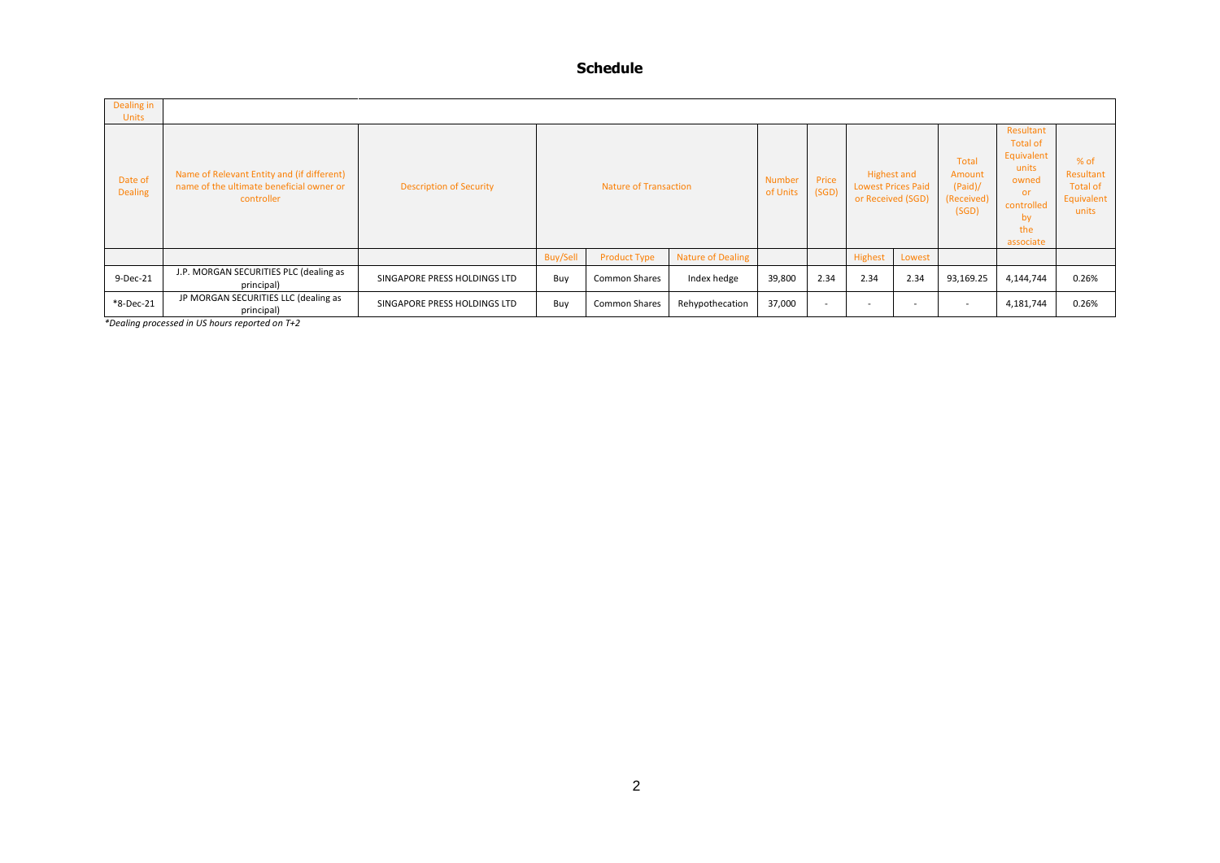## Schedule

| Dealing in Units | | | | | | | | | | | | | |
|---|---|---|---|---|---|---|---|---|---|---|---|---|---|
| Date of Dealing | Name of Relevant Entity and (if different) name of the ultimate beneficial owner or controller | Description of Security | Nature of Transaction | | | Number of Units | Price (SGD) | Highest and Lowest Prices Paid or Received (SGD) | | Total Amount (Paid)/ (Received) (SGD) | Resultant Total of Equivalent units owned or controlled by the associate | % of Resultant Total of Equivalent units |
| | | | Buy/Sell | Product Type | Nature of Dealing | | | Highest | Lowest | | | |
| 9-Dec-21 | J.P. MORGAN SECURITIES PLC (dealing as principal) | SINGAPORE PRESS HOLDINGS LTD | Buy | Common Shares | Index hedge | 39,800 | 2.34 | 2.34 | 2.34 | 93,169.25 | 4,144,744 | 0.26% |
| *8-Dec-21 | JP MORGAN SECURITIES LLC (dealing as principal) | SINGAPORE PRESS HOLDINGS LTD | Buy | Common Shares | Rehypothecation | 37,000 | - | - | - | - | 4,181,744 | 0.26% |

*Dealing processed in US hours reported on T+2*